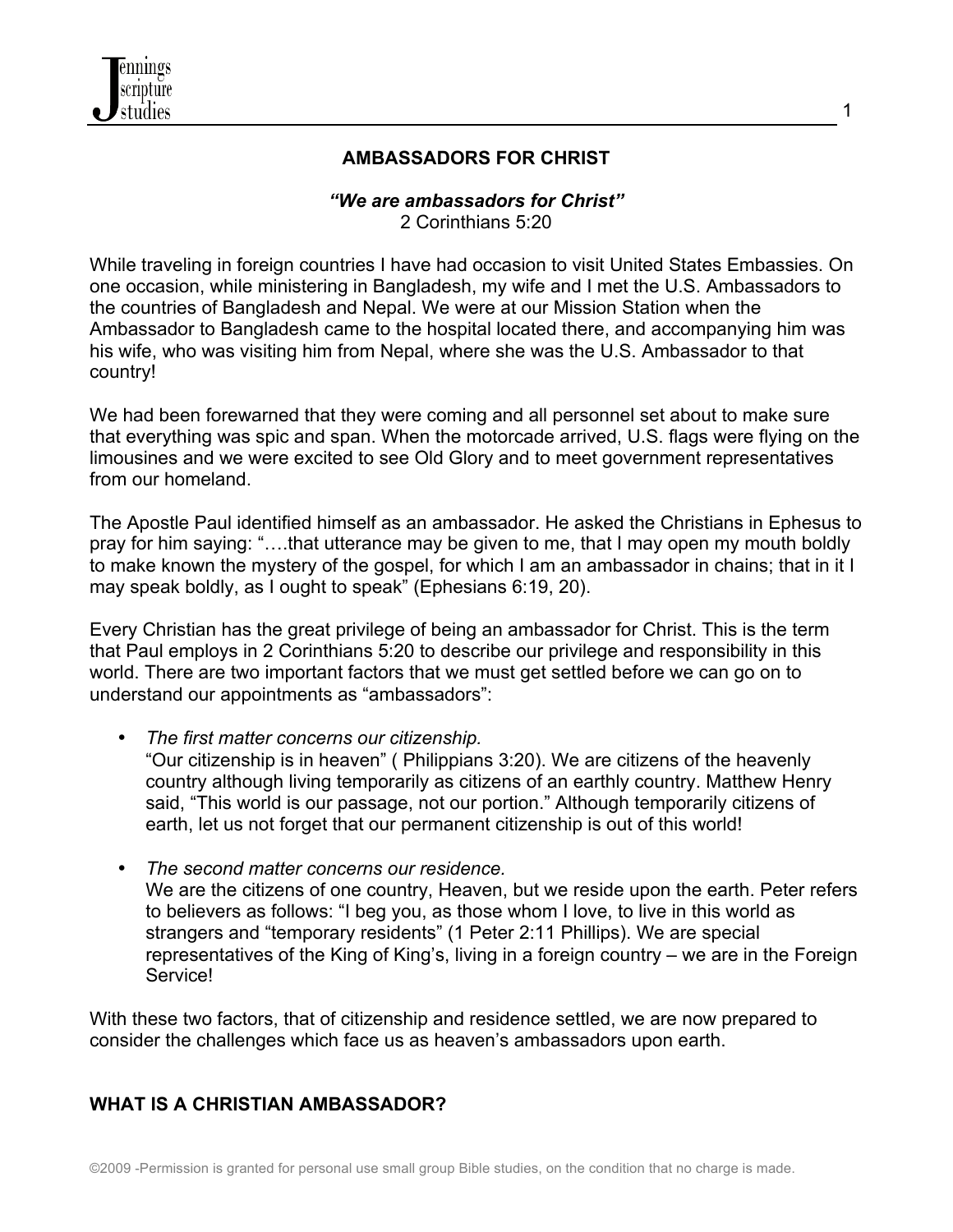# AMBASSADORS FOR CHRIST

***"We are ambassadors for Christ"***
2 Corinthians 5:20

While traveling in foreign countries I have had occasion to visit United States Embassies. On one occasion, while ministering in Bangladesh, my wife and I met the U.S. Ambassadors to the countries of Bangladesh and Nepal. We were at our Mission Station when the Ambassador to Bangladesh came to the hospital located there, and accompanying him was his wife, who was visiting him from Nepal, where she was the U.S. Ambassador to that country!

We had been forewarned that they were coming and all personnel set about to make sure that everything was spic and span. When the motorcade arrived, U.S. flags were flying on the limousines and we were excited to see Old Glory and to meet government representatives from our homeland.

The Apostle Paul identified himself as an ambassador. He asked the Christians in Ephesus to pray for him saying: "….that utterance may be given to me, that I may open my mouth boldly to make known the mystery of the gospel, for which I am an ambassador in chains; that in it I may speak boldly, as I ought to speak" (Ephesians 6:19, 20).

Every Christian has the great privilege of being an ambassador for Christ. This is the term that Paul employs in 2 Corinthians 5:20 to describe our privilege and responsibility in this world. There are two important factors that we must get settled before we can go on to understand our appointments as "ambassadors":

- *The first matter concerns our citizenship.*
  "Our citizenship is in heaven" ( Philippians 3:20). We are citizens of the heavenly country although living temporarily as citizens of an earthly country. Matthew Henry said, "This world is our passage, not our portion." Although temporarily citizens of earth, let us not forget that our permanent citizenship is out of this world!

- *The second matter concerns our residence.*
  We are the citizens of one country, Heaven, but we reside upon the earth. Peter refers to believers as follows: "I beg you, as those whom I love, to live in this world as strangers and "temporary residents" (1 Peter 2:11 Phillips). We are special representatives of the King of King's, living in a foreign country – we are in the Foreign Service!

With these two factors, that of citizenship and residence settled, we are now prepared to consider the challenges which face us as heaven's ambassadors upon earth.

## WHAT IS A CHRISTIAN AMBASSADOR?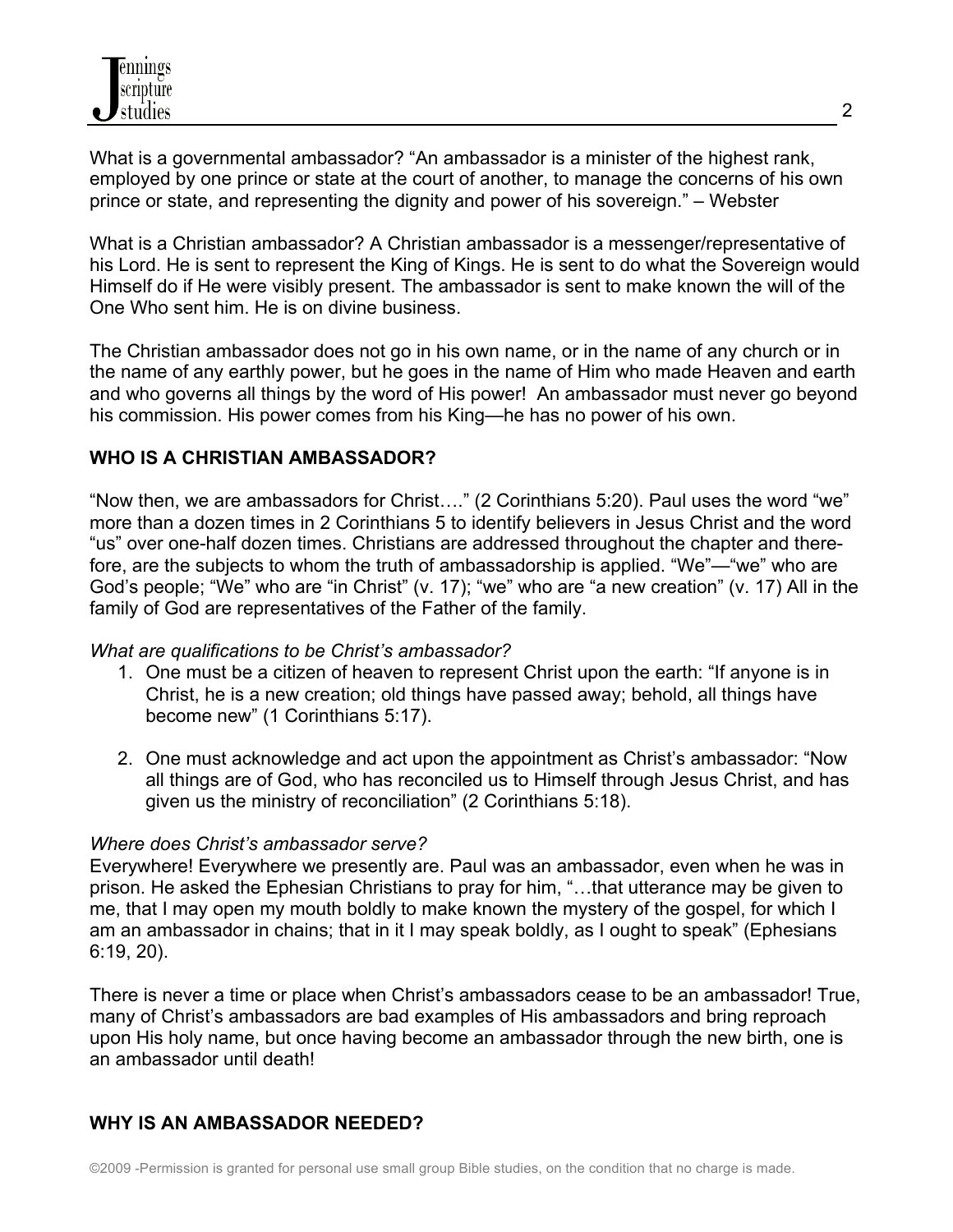What is a governmental ambassador? "An ambassador is a minister of the highest rank, employed by one prince or state at the court of another, to manage the concerns of his own prince or state, and representing the dignity and power of his sovereign." – Webster

What is a Christian ambassador? A Christian ambassador is a messenger/representative of his Lord. He is sent to represent the King of Kings. He is sent to do what the Sovereign would Himself do if He were visibly present. The ambassador is sent to make known the will of the One Who sent him. He is on divine business.

The Christian ambassador does not go in his own name, or in the name of any church or in the name of any earthly power, but he goes in the name of Him who made Heaven and earth and who governs all things by the word of His power! An ambassador must never go beyond his commission. His power comes from his King—he has no power of his own.

**WHO IS A CHRISTIAN AMBASSADOR?**

"Now then, we are ambassadors for Christ…." (2 Corinthians 5:20). Paul uses the word "we" more than a dozen times in 2 Corinthians 5 to identify believers in Jesus Christ and the word "us" over one-half dozen times. Christians are addressed throughout the chapter and therefore, are the subjects to whom the truth of ambassadorship is applied. "We"—"we" who are God's people; "We" who are "in Christ" (v. 17); "we" who are "a new creation" (v. 17) All in the family of God are representatives of the Father of the family.

*What are qualifications to be Christ's ambassador?*

1. One must be a citizen of heaven to represent Christ upon the earth: "If anyone is in Christ, he is a new creation; old things have passed away; behold, all things have become new" (1 Corinthians 5:17).

2. One must acknowledge and act upon the appointment as Christ's ambassador: "Now all things are of God, who has reconciled us to Himself through Jesus Christ, and has given us the ministry of reconciliation" (2 Corinthians 5:18).

*Where does Christ's ambassador serve?*

Everywhere! Everywhere we presently are. Paul was an ambassador, even when he was in prison. He asked the Ephesian Christians to pray for him, "…that utterance may be given to me, that I may open my mouth boldly to make known the mystery of the gospel, for which I am an ambassador in chains; that in it I may speak boldly, as I ought to speak" (Ephesians 6:19, 20).

There is never a time or place when Christ's ambassadors cease to be an ambassador! True, many of Christ's ambassadors are bad examples of His ambassadors and bring reproach upon His holy name, but once having become an ambassador through the new birth, one is an ambassador until death!

**WHY IS AN AMBASSADOR NEEDED?**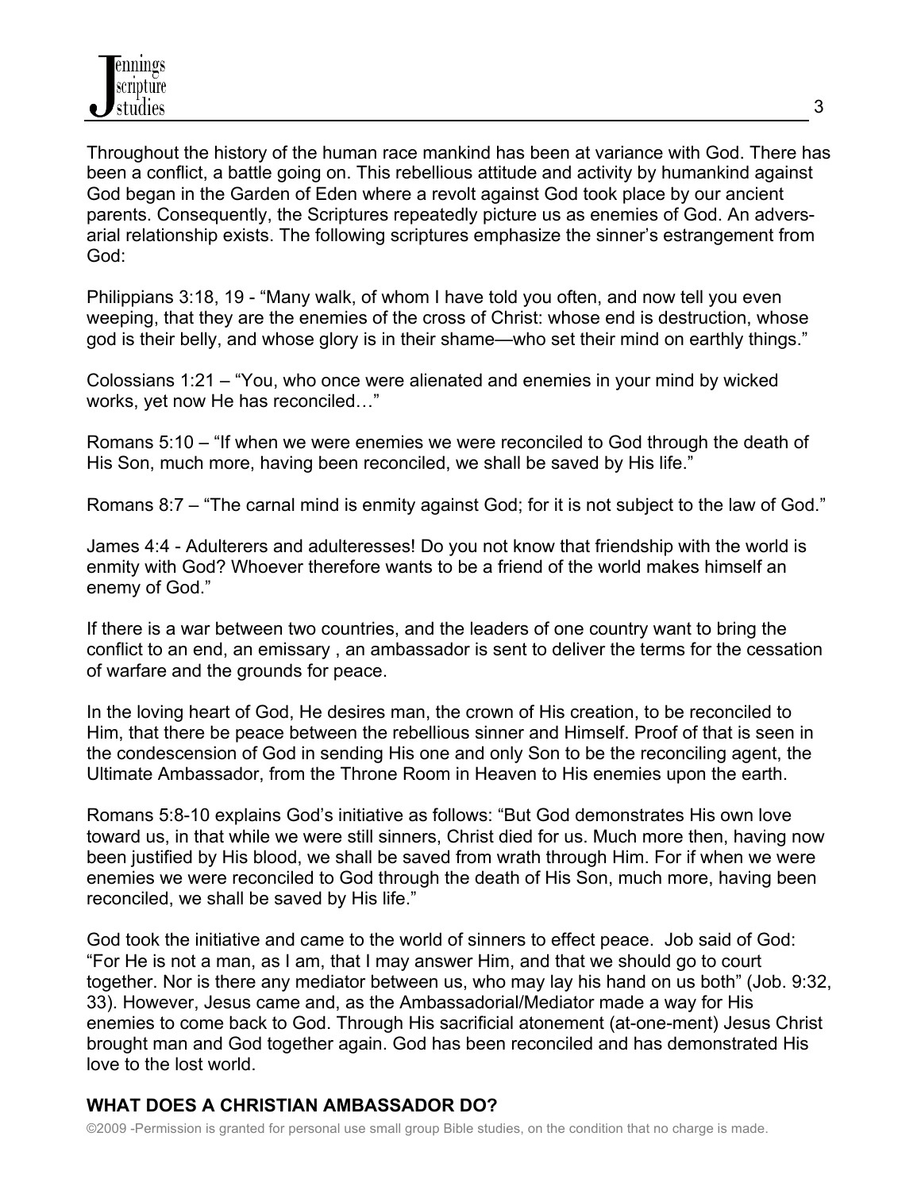Throughout the history of the human race mankind has been at variance with God. There has been a conflict, a battle going on. This rebellious attitude and activity by humankind against God began in the Garden of Eden where a revolt against God took place by our ancient parents. Consequently, the Scriptures repeatedly picture us as enemies of God. An adversarial relationship exists. The following scriptures emphasize the sinner's estrangement from God:

Philippians 3:18, 19 - "Many walk, of whom I have told you often, and now tell you even weeping, that they are the enemies of the cross of Christ: whose end is destruction, whose god is their belly, and whose glory is in their shame—who set their mind on earthly things."

Colossians 1:21 – "You, who once were alienated and enemies in your mind by wicked works, yet now He has reconciled…"

Romans 5:10 – "If when we were enemies we were reconciled to God through the death of His Son, much more, having been reconciled, we shall be saved by His life."

Romans 8:7 – "The carnal mind is enmity against God; for it is not subject to the law of God."

James 4:4 - Adulterers and adulteresses! Do you not know that friendship with the world is enmity with God? Whoever therefore wants to be a friend of the world makes himself an enemy of God."

If there is a war between two countries, and the leaders of one country want to bring the conflict to an end, an emissary , an ambassador is sent to deliver the terms for the cessation of warfare and the grounds for peace.

In the loving heart of God, He desires man, the crown of His creation, to be reconciled to Him, that there be peace between the rebellious sinner and Himself. Proof of that is seen in the condescension of God in sending His one and only Son to be the reconciling agent, the Ultimate Ambassador, from the Throne Room in Heaven to His enemies upon the earth.

Romans 5:8-10 explains God's initiative as follows: "But God demonstrates His own love toward us, in that while we were still sinners, Christ died for us. Much more then, having now been justified by His blood, we shall be saved from wrath through Him. For if when we were enemies we were reconciled to God through the death of His Son, much more, having been reconciled, we shall be saved by His life."

God took the initiative and came to the world of sinners to effect peace. Job said of God: "For He is not a man, as I am, that I may answer Him, and that we should go to court together. Nor is there any mediator between us, who may lay his hand on us both" (Job. 9:32, 33). However, Jesus came and, as the Ambassadorial/Mediator made a way for His enemies to come back to God. Through His sacrificial atonement (at-one-ment) Jesus Christ brought man and God together again. God has been reconciled and has demonstrated His love to the lost world.

## WHAT DOES A CHRISTIAN AMBASSADOR DO?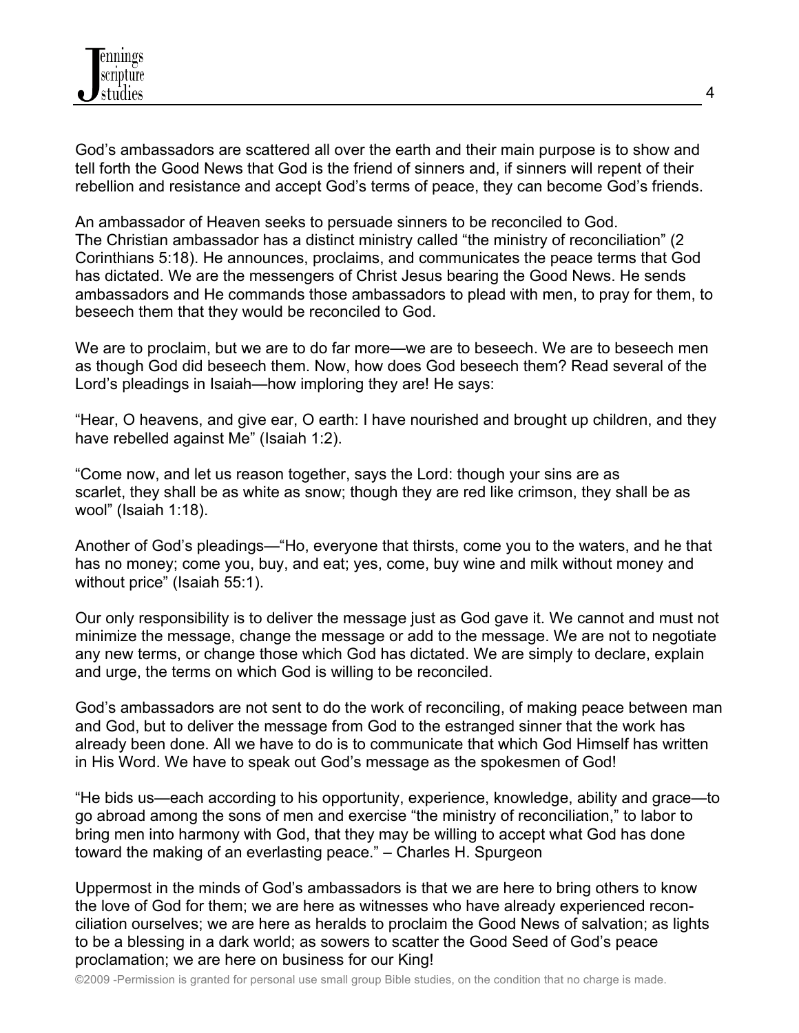God's ambassadors are scattered all over the earth and their main purpose is to show and tell forth the Good News that God is the friend of sinners and, if sinners will repent of their rebellion and resistance and accept God's terms of peace, they can become God's friends.

An ambassador of Heaven seeks to persuade sinners to be reconciled to God. The Christian ambassador has a distinct ministry called "the ministry of reconciliation" (2 Corinthians 5:18). He announces, proclaims, and communicates the peace terms that God has dictated. We are the messengers of Christ Jesus bearing the Good News. He sends ambassadors and He commands those ambassadors to plead with men, to pray for them, to beseech them that they would be reconciled to God.

We are to proclaim, but we are to do far more—we are to beseech. We are to beseech men as though God did beseech them. Now, how does God beseech them? Read several of the Lord's pleadings in Isaiah—how imploring they are! He says:

"Hear, O heavens, and give ear, O earth: I have nourished and brought up children, and they have rebelled against Me" (Isaiah 1:2).

"Come now, and let us reason together, says the Lord: though your sins are as scarlet, they shall be as white as snow; though they are red like crimson, they shall be as wool" (Isaiah 1:18).

Another of God's pleadings—"Ho, everyone that thirsts, come you to the waters, and he that has no money; come you, buy, and eat; yes, come, buy wine and milk without money and without price" (Isaiah 55:1).

Our only responsibility is to deliver the message just as God gave it. We cannot and must not minimize the message, change the message or add to the message. We are not to negotiate any new terms, or change those which God has dictated. We are simply to declare, explain and urge, the terms on which God is willing to be reconciled.

God's ambassadors are not sent to do the work of reconciling, of making peace between man and God, but to deliver the message from God to the estranged sinner that the work has already been done. All we have to do is to communicate that which God Himself has written in His Word. We have to speak out God's message as the spokesmen of God!

"He bids us—each according to his opportunity, experience, knowledge, ability and grace—to go abroad among the sons of men and exercise "the ministry of reconciliation," to labor to bring men into harmony with God, that they may be willing to accept what God has done toward the making of an everlasting peace." – Charles H. Spurgeon

Uppermost in the minds of God's ambassadors is that we are here to bring others to know the love of God for them; we are here as witnesses who have already experienced reconciliation ourselves; we are here as heralds to proclaim the Good News of salvation; as lights to be a blessing in a dark world; as sowers to scatter the Good Seed of God's peace proclamation; we are here on business for our King!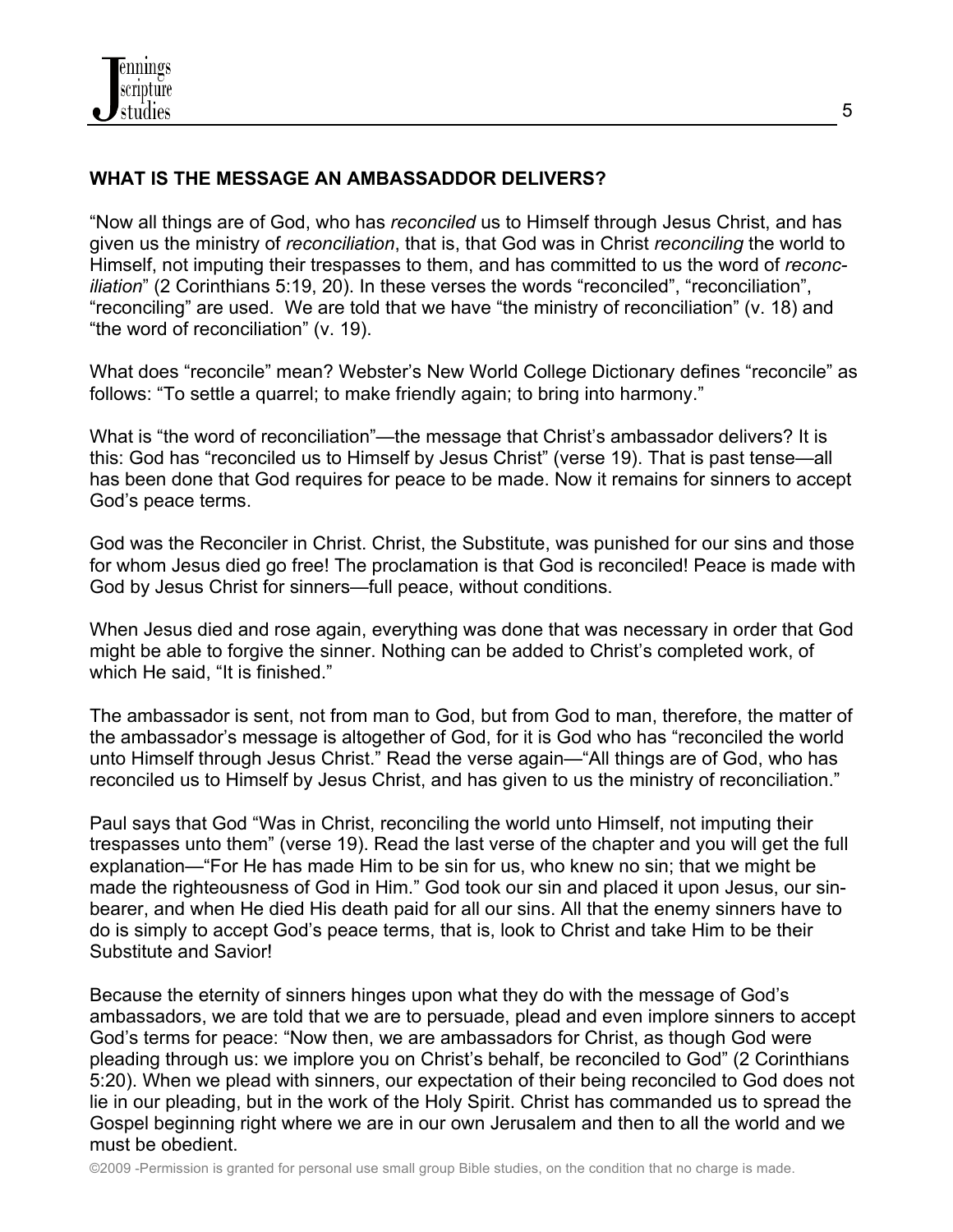## WHAT IS THE MESSAGE AN AMBASSADOR DELIVERS?

"Now all things are of God, who has *reconciled* us to Himself through Jesus Christ, and has given us the ministry of *reconciliation*, that is, that God was in Christ *reconciling* the world to Himself, not imputing their trespasses to them, and has committed to us the word of *reconciliation*" (2 Corinthians 5:19, 20). In these verses the words "reconciled", "reconciliation", "reconciling" are used. We are told that we have "the ministry of reconciliation" (v. 18) and "the word of reconciliation" (v. 19).

What does "reconcile" mean? Webster's New World College Dictionary defines "reconcile" as follows: "To settle a quarrel; to make friendly again; to bring into harmony."

What is "the word of reconciliation"—the message that Christ's ambassador delivers? It is this: God has "reconciled us to Himself by Jesus Christ" (verse 19). That is past tense—all has been done that God requires for peace to be made. Now it remains for sinners to accept God's peace terms.

God was the Reconciler in Christ. Christ, the Substitute, was punished for our sins and those for whom Jesus died go free! The proclamation is that God is reconciled! Peace is made with God by Jesus Christ for sinners—full peace, without conditions.

When Jesus died and rose again, everything was done that was necessary in order that God might be able to forgive the sinner. Nothing can be added to Christ's completed work, of which He said, "It is finished."

The ambassador is sent, not from man to God, but from God to man, therefore, the matter of the ambassador's message is altogether of God, for it is God who has "reconciled the world unto Himself through Jesus Christ." Read the verse again—"All things are of God, who has reconciled us to Himself by Jesus Christ, and has given to us the ministry of reconciliation."

Paul says that God "Was in Christ, reconciling the world unto Himself, not imputing their trespasses unto them" (verse 19). Read the last verse of the chapter and you will get the full explanation—"For He has made Him to be sin for us, who knew no sin; that we might be made the righteousness of God in Him." God took our sin and placed it upon Jesus, our sin-bearer, and when He died His death paid for all our sins. All that the enemy sinners have to do is simply to accept God's peace terms, that is, look to Christ and take Him to be their Substitute and Savior!

Because the eternity of sinners hinges upon what they do with the message of God's ambassadors, we are told that we are to persuade, plead and even implore sinners to accept God's terms for peace: "Now then, we are ambassadors for Christ, as though God were pleading through us: we implore you on Christ's behalf, be reconciled to God" (2 Corinthians 5:20). When we plead with sinners, our expectation of their being reconciled to God does not lie in our pleading, but in the work of the Holy Spirit. Christ has commanded us to spread the Gospel beginning right where we are in our own Jerusalem and then to all the world and we must be obedient.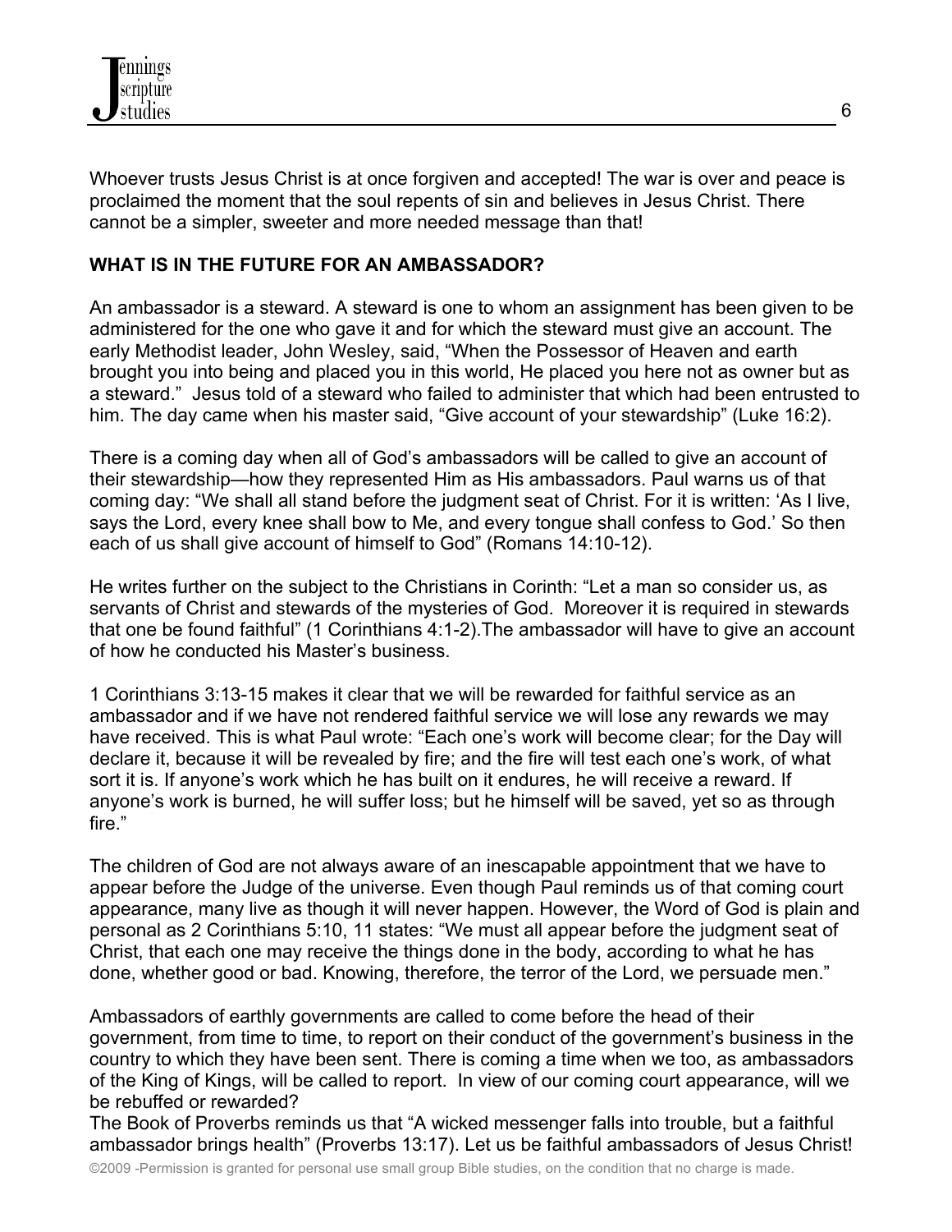Whoever trusts Jesus Christ is at once forgiven and accepted! The war is over and peace is proclaimed the moment that the soul repents of sin and believes in Jesus Christ. There cannot be a simpler, sweeter and more needed message than that!

**WHAT IS IN THE FUTURE FOR AN AMBASSADOR?**

An ambassador is a steward. A steward is one to whom an assignment has been given to be administered for the one who gave it and for which the steward must give an account. The early Methodist leader, John Wesley, said, "When the Possessor of Heaven and earth brought you into being and placed you in this world, He placed you here not as owner but as a steward." Jesus told of a steward who failed to administer that which had been entrusted to him. The day came when his master said, "Give account of your stewardship" (Luke 16:2).

There is a coming day when all of God's ambassadors will be called to give an account of their stewardship—how they represented Him as His ambassadors. Paul warns us of that coming day: "We shall all stand before the judgment seat of Christ. For it is written: 'As I live, says the Lord, every knee shall bow to Me, and every tongue shall confess to God.' So then each of us shall give account of himself to God" (Romans 14:10-12).

He writes further on the subject to the Christians in Corinth: "Let a man so consider us, as servants of Christ and stewards of the mysteries of God. Moreover it is required in stewards that one be found faithful" (1 Corinthians 4:1-2).The ambassador will have to give an account of how he conducted his Master's business.

1 Corinthians 3:13-15 makes it clear that we will be rewarded for faithful service as an ambassador and if we have not rendered faithful service we will lose any rewards we may have received. This is what Paul wrote: "Each one's work will become clear; for the Day will declare it, because it will be revealed by fire; and the fire will test each one's work, of what sort it is. If anyone's work which he has built on it endures, he will receive a reward. If anyone's work is burned, he will suffer loss; but he himself will be saved, yet so as through fire."

The children of God are not always aware of an inescapable appointment that we have to appear before the Judge of the universe. Even though Paul reminds us of that coming court appearance, many live as though it will never happen. However, the Word of God is plain and personal as 2 Corinthians 5:10, 11 states: "We must all appear before the judgment seat of Christ, that each one may receive the things done in the body, according to what he has done, whether good or bad. Knowing, therefore, the terror of the Lord, we persuade men."

Ambassadors of earthly governments are called to come before the head of their government, from time to time, to report on their conduct of the government's business in the country to which they have been sent. There is coming a time when we too, as ambassadors of the King of Kings, will be called to report. In view of our coming court appearance, will we be rebuffed or rewarded?

The Book of Proverbs reminds us that "A wicked messenger falls into trouble, but a faithful ambassador brings health" (Proverbs 13:17). Let us be faithful ambassadors of Jesus Christ!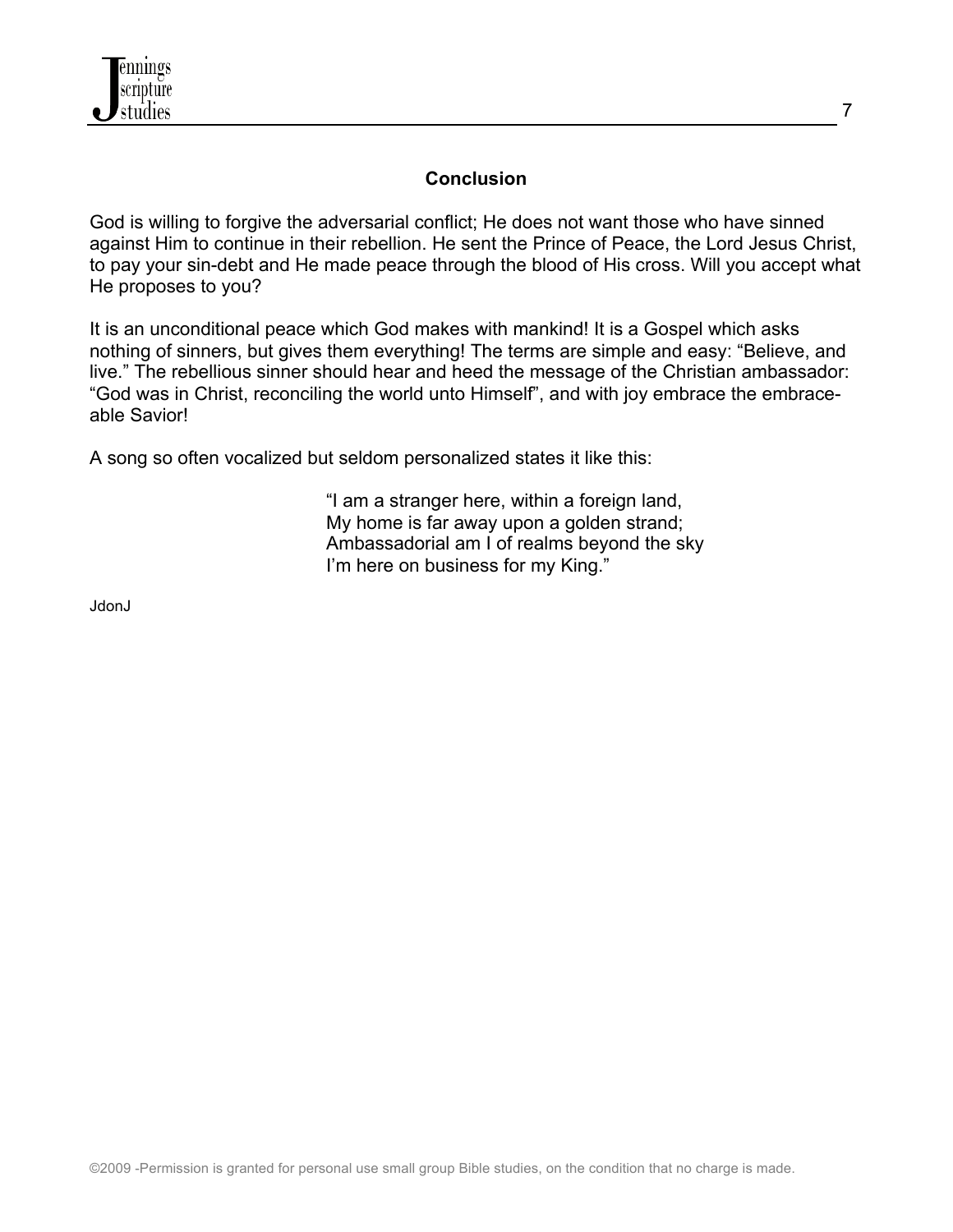## Conclusion

God is willing to forgive the adversarial conflict; He does not want those who have sinned against Him to continue in their rebellion. He sent the Prince of Peace, the Lord Jesus Christ, to pay your sin-debt and He made peace through the blood of His cross. Will you accept what He proposes to you?

It is an unconditional peace which God makes with mankind! It is a Gospel which asks nothing of sinners, but gives them everything! The terms are simple and easy: "Believe, and live." The rebellious sinner should hear and heed the message of the Christian ambassador: "God was in Christ, reconciling the world unto Himself", and with joy embrace the embrace-able Savior!

A song so often vocalized but seldom personalized states it like this:

> "I am a stranger here, within a foreign land,
> My home is far away upon a golden strand;
> Ambassadorial am I of realms beyond the sky
> I'm here on business for my King."

JdonJ

©2009 -Permission is granted for personal use small group Bible studies, on the condition that no charge is made.